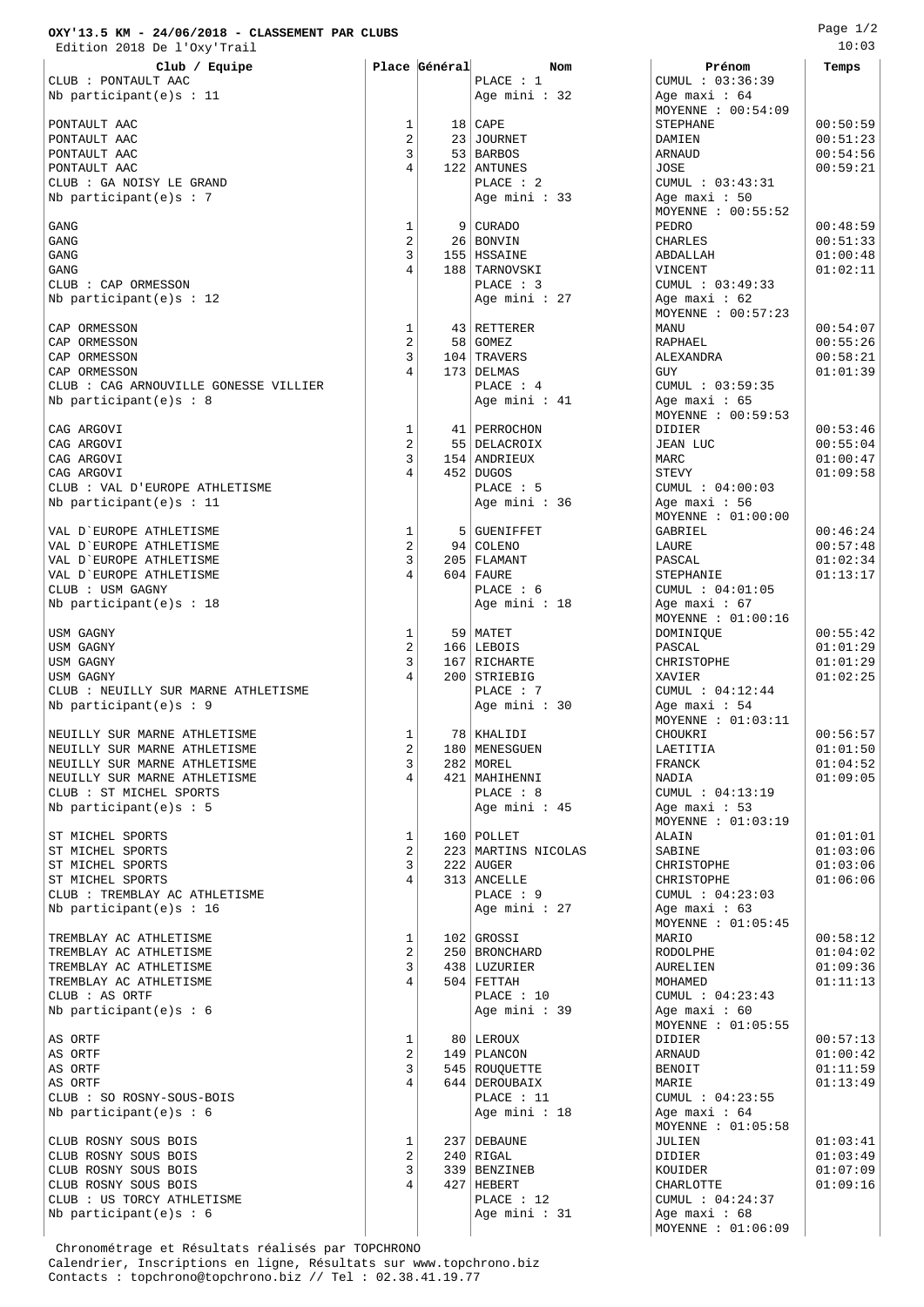**OXY'13.5 KM - 24/06/2018 - CLASSEMENT PAR CLUBS**

Edition 2018 De l'Oxy'Trail

10:03

| Club / Equipe | Place | Général | Nom | Prénom | Temps |
|---|---|---|---|---|---|
| CLUB : PONTAULT AAC | | | PLACE : 1 | CUMUL : 03:36:39 | |
| Nb participant(e)s : 11 | | | Age mini : 32 | Age maxi : 64 | |
| | | | | MOYENNE : 00:54:09 | |
| PONTAULT AAC | 1 | 18 | CAPE | STEPHANE | 00:50:59 |
| PONTAULT AAC | 2 | 23 | JOURNET | DAMIEN | 00:51:23 |
| PONTAULT AAC | 3 | 53 | BARBOS | ARNAUD | 00:54:56 |
| PONTAULT AAC | 4 | 122 | ANTUNES | JOSE | 00:59:21 |
| CLUB : GA NOISY LE GRAND | | | PLACE : 2 | CUMUL : 03:43:31 | |
| Nb participant(e)s : 7 | | | Age mini : 33 | Age maxi : 50 | |
| | | | | MOYENNE : 00:55:52 | |
| GANG | 1 | 9 | CURADO | PEDRO | 00:48:59 |
| GANG | 2 | 26 | BONVIN | CHARLES | 00:51:33 |
| GANG | 3 | 155 | HSSAINE | ABDALLAH | 01:00:48 |
| GANG | 4 | 188 | TARNOVSKI | VINCENT | 01:02:11 |
| CLUB : CAP ORMESSON | | | PLACE : 3 | CUMUL : 03:49:33 | |
| Nb participant(e)s : 12 | | | Age mini : 27 | Age maxi : 62 | |
| | | | | MOYENNE : 00:57:23 | |
| CAP ORMESSON | 1 | 43 | RETTERER | MANU | 00:54:07 |
| CAP ORMESSON | 2 | 58 | GOMEZ | RAPHAEL | 00:55:26 |
| CAP ORMESSON | 3 | 104 | TRAVERS | ALEXANDRA | 00:58:21 |
| CAP ORMESSON | 4 | 173 | DELMAS | GUY | 01:01:39 |
| CLUB : CAG ARNOUVILLE GONESSE VILLIER | | | PLACE : 4 | CUMUL : 03:59:35 | |
| Nb participant(e)s : 8 | | | Age mini : 41 | Age maxi : 65 | |
| | | | | MOYENNE : 00:59:53 | |
| CAG ARGOVI | 1 | 41 | PERROCHON | DIDIER | 00:53:46 |
| CAG ARGOVI | 2 | 55 | DELACROIX | JEAN LUC | 00:55:04 |
| CAG ARGOVI | 3 | 154 | ANDRIEUX | MARC | 01:00:47 |
| CAG ARGOVI | 4 | 452 | DUGOS | STEVY | 01:09:58 |
| CLUB : VAL D'EUROPE ATHLETISME | | | PLACE : 5 | CUMUL : 04:00:03 | |
| Nb participant(e)s : 11 | | | Age mini : 36 | Age maxi : 56 | |
| | | | | MOYENNE : 01:00:00 | |
| VAL D`EUROPE ATHLETISME | 1 | 5 | GUENIFFET | GABRIEL | 00:46:24 |
| VAL D`EUROPE ATHLETISME | 2 | 94 | COLENO | LAURE | 00:57:48 |
| VAL D`EUROPE ATHLETISME | 3 | 205 | FLAMANT | PASCAL | 01:02:34 |
| VAL D`EUROPE ATHLETISME | 4 | 604 | FAURE | STEPHANIE | 01:13:17 |
| CLUB : USM GAGNY | | | PLACE : 6 | CUMUL : 04:01:05 | |
| Nb participant(e)s : 18 | | | Age mini : 18 | Age maxi : 67 | |
| | | | | MOYENNE : 01:00:16 | |
| USM GAGNY | 1 | 59 | MATET | DOMINIQUE | 00:55:42 |
| USM GAGNY | 2 | 166 | LEBOIS | PASCAL | 01:01:29 |
| USM GAGNY | 3 | 167 | RICHARTE | CHRISTOPHE | 01:01:29 |
| USM GAGNY | 4 | 200 | STRIEBIG | XAVIER | 01:02:25 |
| CLUB : NEUILLY SUR MARNE ATHLETISME | | | PLACE : 7 | CUMUL : 04:12:44 | |
| Nb participant(e)s : 9 | | | Age mini : 30 | Age maxi : 54 | |
| | | | | MOYENNE : 01:03:11 | |
| NEUILLY SUR MARNE ATHLETISME | 1 | 78 | KHALIDI | CHOUKRI | 00:56:57 |
| NEUILLY SUR MARNE ATHLETISME | 2 | 180 | MENESGUEN | LAETITIA | 01:01:50 |
| NEUILLY SUR MARNE ATHLETISME | 3 | 282 | MOREL | FRANCK | 01:04:52 |
| NEUILLY SUR MARNE ATHLETISME | 4 | 421 | MAHIHENNI | NADIA | 01:09:05 |
| CLUB : ST MICHEL SPORTS | | | PLACE : 8 | CUMUL : 04:13:19 | |
| Nb participant(e)s : 5 | | | Age mini : 45 | Age maxi : 53 | |
| | | | | MOYENNE : 01:03:19 | |
| ST MICHEL SPORTS | 1 | 160 | POLLET | ALAIN | 01:01:01 |
| ST MICHEL SPORTS | 2 | 223 | MARTINS NICOLAS | SABINE | 01:03:06 |
| ST MICHEL SPORTS | 3 | 222 | AUGER | CHRISTOPHE | 01:03:06 |
| ST MICHEL SPORTS | 4 | 313 | ANCELLE | CHRISTOPHE | 01:06:06 |
| CLUB : TREMBLAY AC ATHLETISME | | | PLACE : 9 | CUMUL : 04:23:03 | |
| Nb participant(e)s : 16 | | | Age mini : 27 | Age maxi : 63 | |
| | | | | MOYENNE : 01:05:45 | |
| TREMBLAY AC ATHLETISME | 1 | 102 | GROSSI | MARIO | 00:58:12 |
| TREMBLAY AC ATHLETISME | 2 | 250 | BRONCHARD | RODOLPHE | 01:04:02 |
| TREMBLAY AC ATHLETISME | 3 | 438 | LUZURIER | AURELIEN | 01:09:36 |
| TREMBLAY AC ATHLETISME | 4 | 504 | FETTAH | MOHAMED | 01:11:13 |
| CLUB : AS ORTF | | | PLACE : 10 | CUMUL : 04:23:43 | |
| Nb participant(e)s : 6 | | | Age mini : 39 | Age maxi : 60 | |
| | | | | MOYENNE : 01:05:55 | |
| AS ORTF | 1 | 80 | LEROUX | DIDIER | 00:57:13 |
| AS ORTF | 2 | 149 | PLANCON | ARNAUD | 01:00:42 |
| AS ORTF | 3 | 545 | ROUQUETTE | BENOIT | 01:11:59 |
| AS ORTF | 4 | 644 | DEROUBAIX | MARIE | 01:13:49 |
| CLUB : SO ROSNY-SOUS-BOIS | | | PLACE : 11 | CUMUL : 04:23:55 | |
| Nb participant(e)s : 6 | | | Age mini : 18 | Age maxi : 64 | |
| | | | | MOYENNE : 01:05:58 | |
| CLUB ROSNY SOUS BOIS | 1 | 237 | DEBAUNE | JULIEN | 01:03:41 |
| CLUB ROSNY SOUS BOIS | 2 | 240 | RIGAL | DIDIER | 01:03:49 |
| CLUB ROSNY SOUS BOIS | 3 | 339 | BENZINEB | KOUIDER | 01:07:09 |
| CLUB ROSNY SOUS BOIS | 4 | 427 | HEBERT | CHARLOTTE | 01:09:16 |
| CLUB : US TORCY ATHLETISME | | | PLACE : 12 | CUMUL : 04:24:37 | |
| Nb participant(e)s : 6 | | | Age mini : 31 | Age maxi : 68 | |
| | | | | MOYENNE : 01:06:09 | |

Chronométrage et Résultats réalisés par TOPCHRONO
Calendrier, Inscriptions en ligne, Résultats sur www.topchrono.biz
Contacts : topchrono@topchrono.biz // Tel : 02.38.41.19.77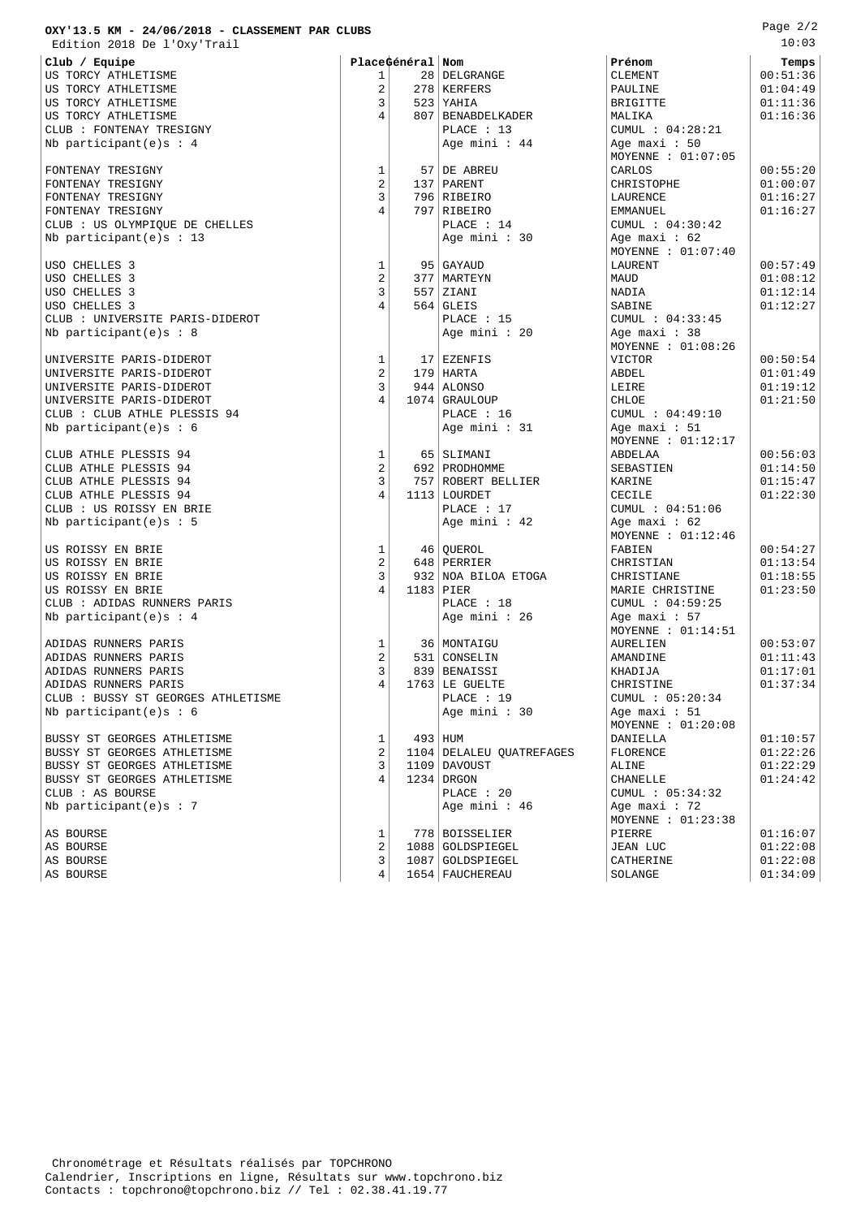**OXY'13.5 KM - 24/06/2018 - CLASSEMENT PAR CLUBS**

Edition 2018 De l'Oxy'Trail

10:03

| Club / Equipe | Place | Général | Nom | Prénom | Temps |
|---|---|---|---|---|---|
| US TORCY ATHLETISME | 1 | 28 | DELGRANGE | CLEMENT | 00:51:36 |
| US TORCY ATHLETISME | 2 | 278 | KERFERS | PAULINE | 01:04:49 |
| US TORCY ATHLETISME | 3 | 523 | YAHIA | BRIGITTE | 01:11:36 |
| US TORCY ATHLETISME | 4 | 807 | BENABDELKADER | MALIKA | 01:16:36 |
| CLUB : FONTENAY TRESIGNY | | | PLACE : 13 | CUMUL : 04:28:21 | |
| Nb participant(e)s : 4 | | | Age mini : 44 | Age maxi : 50<br>MOYENNE : 01:07:05 | |
| FONTENAY TRESIGNY | 1 | 57 | DE ABREU | CARLOS | 00:55:20 |
| FONTENAY TRESIGNY | 2 | 137 | PARENT | CHRISTOPHE | 01:00:07 |
| FONTENAY TRESIGNY | 3 | 796 | RIBEIRO | LAURENCE | 01:16:27 |
| FONTENAY TRESIGNY | 4 | 797 | RIBEIRO | EMMANUEL | 01:16:27 |
| CLUB : US OLYMPIQUE DE CHELLES | | | PLACE : 14 | CUMUL : 04:30:42 | |
| Nb participant(e)s : 13 | | | Age mini : 30 | Age maxi : 62<br>MOYENNE : 01:07:40 | |
| USO CHELLES 3 | 1 | 95 | GAYAUD | LAURENT | 00:57:49 |
| USO CHELLES 3 | 2 | 377 | MARTEYN | MAUD | 01:08:12 |
| USO CHELLES 3 | 3 | 557 | ZIANI | NADIA | 01:12:14 |
| USO CHELLES 3 | 4 | 564 | GLEIS | SABINE | 01:12:27 |
| CLUB : UNIVERSITE PARIS-DIDEROT | | | PLACE : 15 | CUMUL : 04:33:45 | |
| Nb participant(e)s : 8 | | | Age mini : 20 | Age maxi : 38<br>MOYENNE : 01:08:26 | |
| UNIVERSITE PARIS-DIDEROT | 1 | 17 | EZENFIS | VICTOR | 00:50:54 |
| UNIVERSITE PARIS-DIDEROT | 2 | 179 | HARTA | ABDEL | 01:01:49 |
| UNIVERSITE PARIS-DIDEROT | 3 | 944 | ALONSO | LEIRE | 01:19:12 |
| UNIVERSITE PARIS-DIDEROT | 4 | 1074 | GRAULOUP | CHLOE | 01:21:50 |
| CLUB : CLUB ATHLE PLESSIS 94 | | | PLACE : 16 | CUMUL : 04:49:10 | |
| Nb participant(e)s : 6 | | | Age mini : 31 | Age maxi : 51<br>MOYENNE : 01:12:17 | |
| CLUB ATHLE PLESSIS 94 | 1 | 65 | SLIMANI | ABDELAA | 00:56:03 |
| CLUB ATHLE PLESSIS 94 | 2 | 692 | PRODHOMME | SEBASTIEN | 01:14:50 |
| CLUB ATHLE PLESSIS 94 | 3 | 757 | ROBERT BELLIER | KARINE | 01:15:47 |
| CLUB ATHLE PLESSIS 94 | 4 | 1113 | LOURDET | CECILE | 01:22:30 |
| CLUB : US ROISSY EN BRIE | | | PLACE : 17 | CUMUL : 04:51:06 | |
| Nb participant(e)s : 5 | | | Age mini : 42 | Age maxi : 62<br>MOYENNE : 01:12:46 | |
| US ROISSY EN BRIE | 1 | 46 | QUEROL | FABIEN | 00:54:27 |
| US ROISSY EN BRIE | 2 | 648 | PERRIER | CHRISTIAN | 01:13:54 |
| US ROISSY EN BRIE | 3 | 932 | NOA BILOA ETOGA | CHRISTIANE | 01:18:55 |
| US ROISSY EN BRIE | 4 | 1183 | PIER | MARIE CHRISTINE | 01:23:50 |
| CLUB : ADIDAS RUNNERS PARIS | | | PLACE : 18 | CUMUL : 04:59:25 | |
| Nb participant(e)s : 4 | | | Age mini : 26 | Age maxi : 57<br>MOYENNE : 01:14:51 | |
| ADIDAS RUNNERS PARIS | 1 | 36 | MONTAIGU | AURELIEN | 00:53:07 |
| ADIDAS RUNNERS PARIS | 2 | 531 | CONSELIN | AMANDINE | 01:11:43 |
| ADIDAS RUNNERS PARIS | 3 | 839 | BENAISSI | KHADIJA | 01:17:01 |
| ADIDAS RUNNERS PARIS | 4 | 1763 | LE GUELTE | CHRISTINE | 01:37:34 |
| CLUB : BUSSY ST GEORGES ATHLETISME | | | PLACE : 19 | CUMUL : 05:20:34 | |
| Nb participant(e)s : 6 | | | Age mini : 30 | Age maxi : 51<br>MOYENNE : 01:20:08 | |
| BUSSY ST GEORGES ATHLETISME | 1 | 493 | HUM | DANIELLA | 01:10:57 |
| BUSSY ST GEORGES ATHLETISME | 2 | 1104 | DELALEU QUATREFAGES | FLORENCE | 01:22:26 |
| BUSSY ST GEORGES ATHLETISME | 3 | 1109 | DAVOUST | ALINE | 01:22:29 |
| BUSSY ST GEORGES ATHLETISME | 4 | 1234 | DRGON | CHANELLE | 01:24:42 |
| CLUB : AS BOURSE | | | PLACE : 20 | CUMUL : 05:34:32 | |
| Nb participant(e)s : 7 | | | Age mini : 46 | Age maxi : 72<br>MOYENNE : 01:23:38 | |
| AS BOURSE | 1 | 778 | BOISSELIER | PIERRE | 01:16:07 |
| AS BOURSE | 2 | 1088 | GOLDSPIEGEL | JEAN LUC | 01:22:08 |
| AS BOURSE | 3 | 1087 | GOLDSPIEGEL | CATHERINE | 01:22:08 |
| AS BOURSE | 4 | 1654 | FAUCHEREAU | SOLANGE | 01:34:09 |

Chronométrage et Résultats réalisés par TOPCHRONO
Calendrier, Inscriptions en ligne, Résultats sur www.topchrono.biz
Contacts : topchrono@topchrono.biz // Tel : 02.38.41.19.77